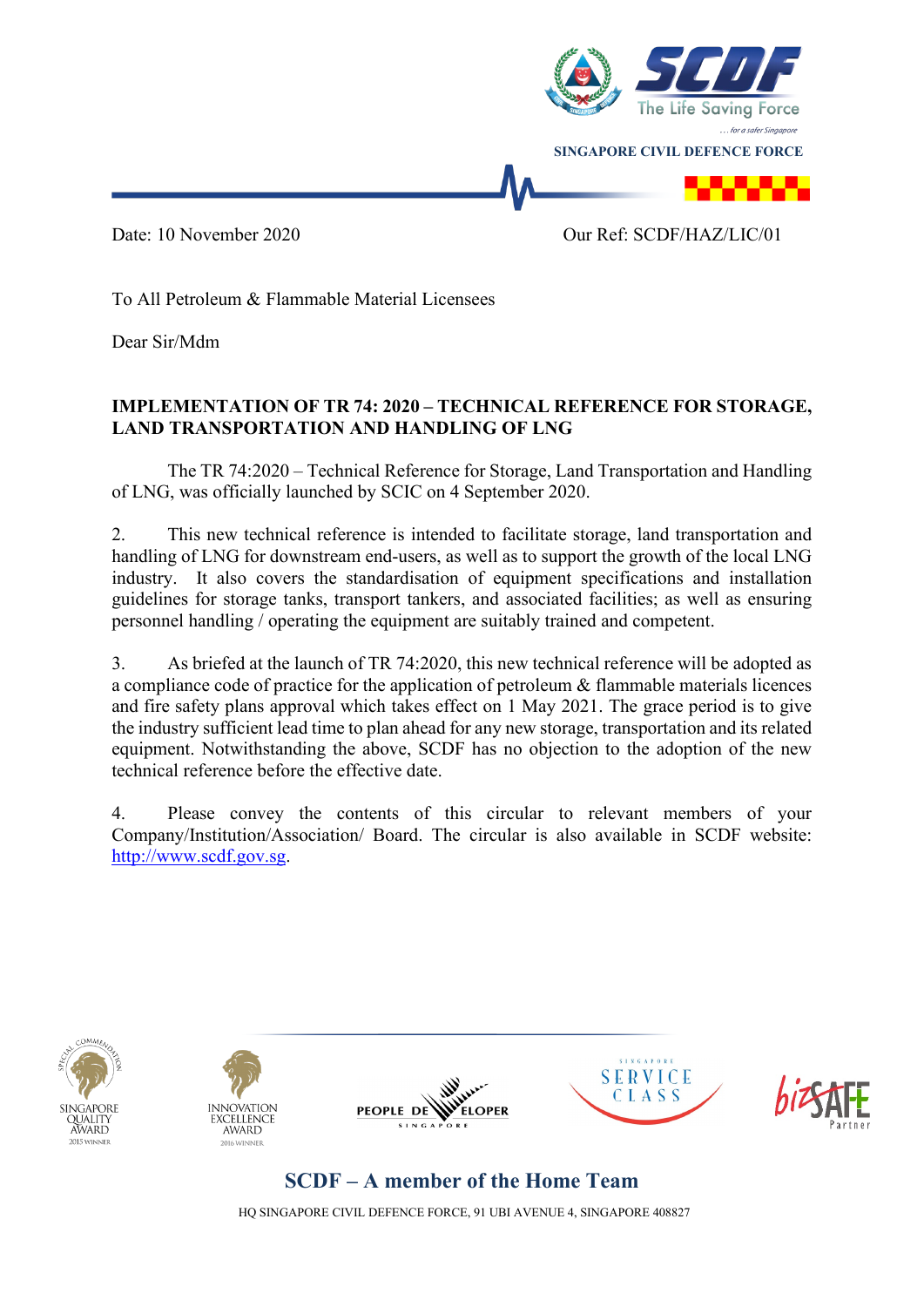SINGAPORE CIVIL DEFENCE FORCE

Date: 10 November 2020 Our Ref: SCDF/HAZ/LIC/01

To All Petroleum & Flammable Material Licensees

Dear Sir/Mdm

**IMPLEMENTATION OF TR 74: 2020 – TECHNICAL REFERENCE FOR STORAGE, LAND TRANSPORTATION AND HANDLING OF LNG**

The TR 74:2020 – Technical Reference for Storage, Land Transportation and Handling of LNG, was officially launched by SCIC on 4 September 2020.

2. This new technical reference is intended to facilitate storage, land transportation and handling of LNG for downstream end-users, as well as to support the growth of the local LNG industry. It also covers the standardisation of equipment specifications and installation guidelines for storage tanks, transport tankers, and associated facilities; as well as ensuring personnel handling / operating the equipment are suitably trained and competent.

3. As briefed at the launch of TR 74:2020, this new technical reference will be adopted as a compliance code of practice for the application of petroleum & flammable materials licences and fire safety plans approval which takes effect on 1 May 2021. The grace period is to give the industry sufficient lead time to plan ahead for any new storage, transportation and its related equipment. Notwithstanding the above, SCDF has no objection to the adoption of the new technical reference before the effective date.

4. Please convey the contents of this circular to relevant members of your Company/Institution/Association/ Board. The circular is also available in SCDF website: http://www.scdf.gov.sg.

SCDF – A member of the Home Team

HQ SINGAPORE CIVIL DEFENCE FORCE, 91 UBI AVENUE 4, SINGAPORE 408827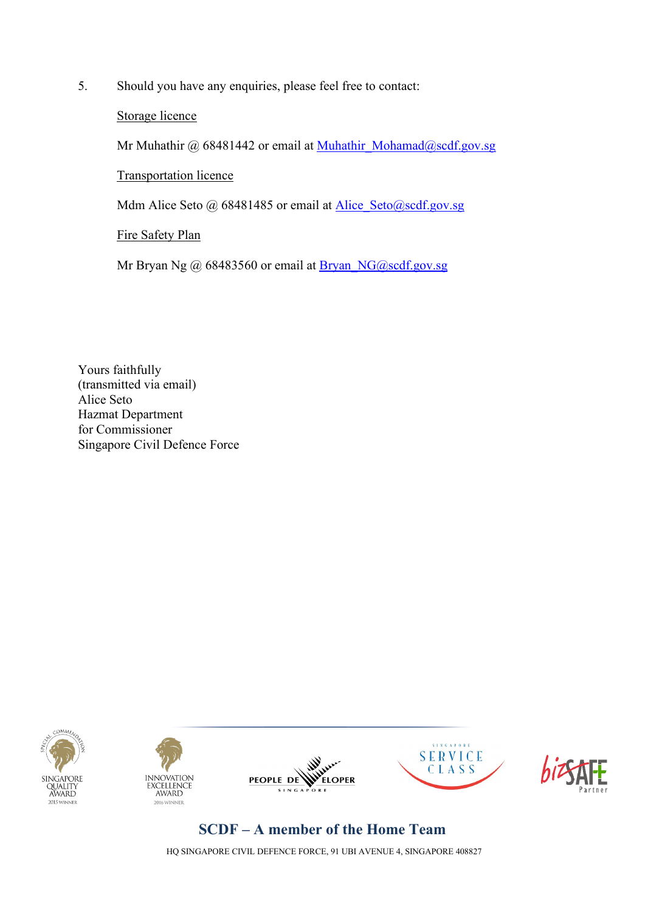5. Should you have any enquiries, please feel free to contact:

Storage licence

Mr Muhathir @ 68481442 or email at Muhathir_Mohamad@scdf.gov.sg

Transportation licence

Mdm Alice Seto @ 68481485 or email at Alice_Seto@scdf.gov.sg

Fire Safety Plan

Mr Bryan Ng @ 68483560 or email at Bryan_NG@scdf.gov.sg

Yours faithfully
(transmitted via email)
Alice Seto
Hazmat Department
for Commissioner
Singapore Civil Defence Force

SINGAPORE QUALITY AWARD 2015 WINNER | INNOVATION EXCELLENCE AWARD 2016 WINNER | PEOPLE DEVELOPER SINGAPORE | SINGAPORE SERVICE CLASS | bizSAFE Partner

**SCDF – A member of the Home Team**

HQ SINGAPORE CIVIL DEFENCE FORCE, 91 UBI AVENUE 4, SINGAPORE 408827